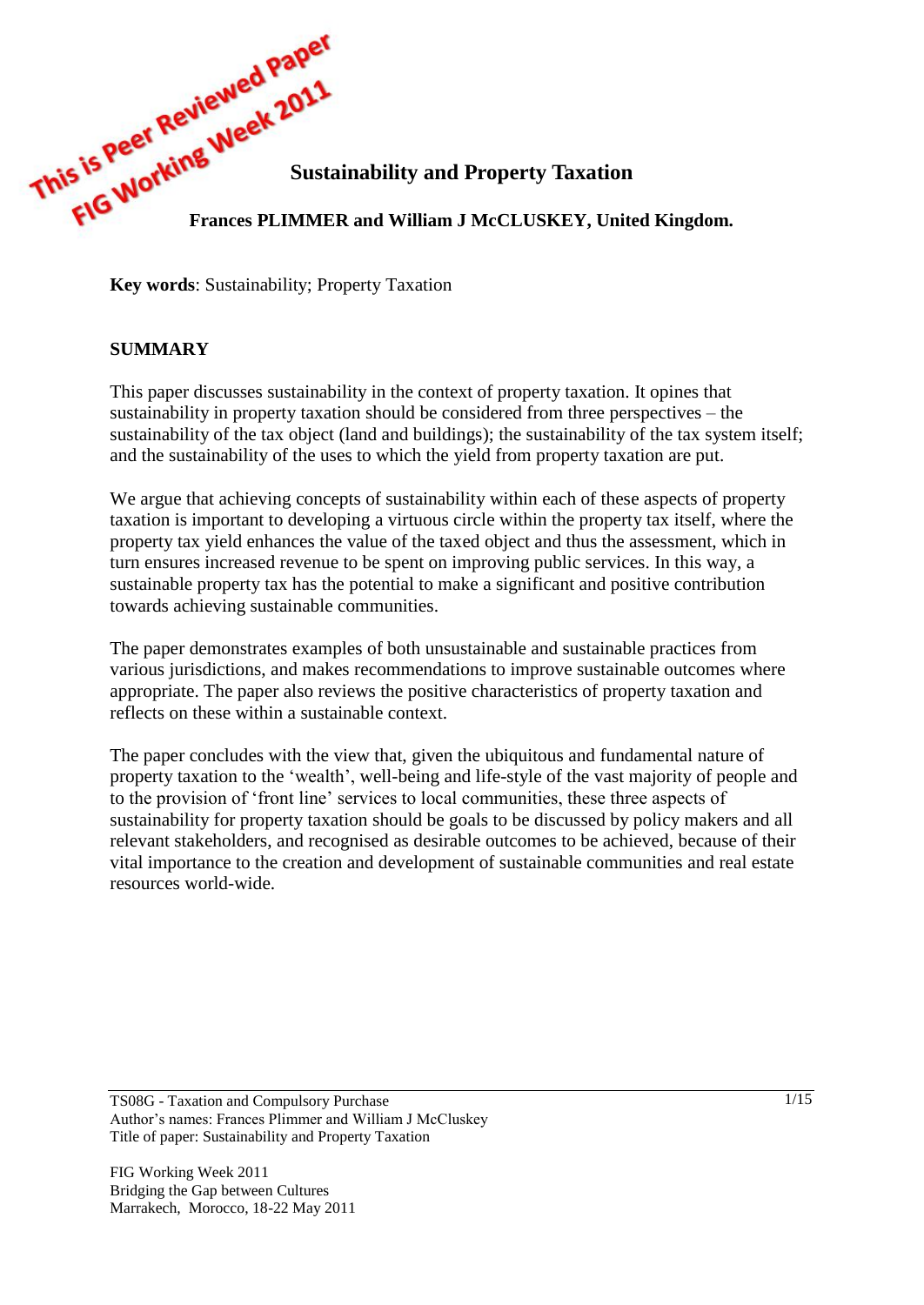This is Peer Reviewed Paper
FIG Working Week 2011

# Sustainability and Property Taxation

**Frances PLIMMER and William J McCLUSKEY, United Kingdom.**

**Key words**: Sustainability; Property Taxation

## SUMMARY

This paper discusses sustainability in the context of property taxation. It opines that sustainability in property taxation should be considered from three perspectives – the sustainability of the tax object (land and buildings); the sustainability of the tax system itself; and the sustainability of the uses to which the yield from property taxation are put.

We argue that achieving concepts of sustainability within each of these aspects of property taxation is important to developing a virtuous circle within the property tax itself, where the property tax yield enhances the value of the taxed object and thus the assessment, which in turn ensures increased revenue to be spent on improving public services. In this way, a sustainable property tax has the potential to make a significant and positive contribution towards achieving sustainable communities.

The paper demonstrates examples of both unsustainable and sustainable practices from various jurisdictions, and makes recommendations to improve sustainable outcomes where appropriate. The paper also reviews the positive characteristics of property taxation and reflects on these within a sustainable context.

The paper concludes with the view that, given the ubiquitous and fundamental nature of property taxation to the 'wealth', well-being and life-style of the vast majority of people and to the provision of 'front line' services to local communities, these three aspects of sustainability for property taxation should be goals to be discussed by policy makers and all relevant stakeholders, and recognised as desirable outcomes to be achieved, because of their vital importance to the creation and development of sustainable communities and real estate resources world-wide.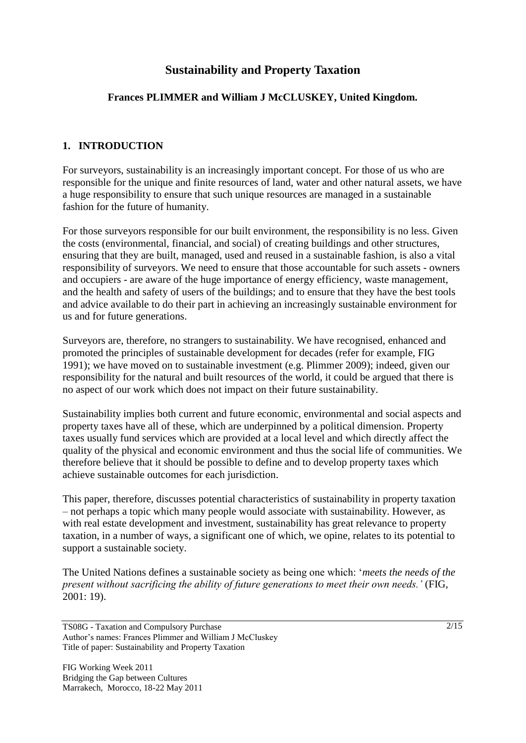# Sustainability and Property Taxation

**Frances PLIMMER and William J McCLUSKEY, United Kingdom.**

## 1. INTRODUCTION

For surveyors, sustainability is an increasingly important concept. For those of us who are responsible for the unique and finite resources of land, water and other natural assets, we have a huge responsibility to ensure that such unique resources are managed in a sustainable fashion for the future of humanity.

For those surveyors responsible for our built environment, the responsibility is no less. Given the costs (environmental, financial, and social) of creating buildings and other structures, ensuring that they are built, managed, used and reused in a sustainable fashion, is also a vital responsibility of surveyors. We need to ensure that those accountable for such assets - owners and occupiers - are aware of the huge importance of energy efficiency, waste management, and the health and safety of users of the buildings; and to ensure that they have the best tools and advice available to do their part in achieving an increasingly sustainable environment for us and for future generations.

Surveyors are, therefore, no strangers to sustainability. We have recognised, enhanced and promoted the principles of sustainable development for decades (refer for example, FIG 1991); we have moved on to sustainable investment (e.g. Plimmer 2009); indeed, given our responsibility for the natural and built resources of the world, it could be argued that there is no aspect of our work which does not impact on their future sustainability.

Sustainability implies both current and future economic, environmental and social aspects and property taxes have all of these, which are underpinned by a political dimension. Property taxes usually fund services which are provided at a local level and which directly affect the quality of the physical and economic environment and thus the social life of communities. We therefore believe that it should be possible to define and to develop property taxes which achieve sustainable outcomes for each jurisdiction.

This paper, therefore, discusses potential characteristics of sustainability in property taxation – not perhaps a topic which many people would associate with sustainability. However, as with real estate development and investment, sustainability has great relevance to property taxation, in a number of ways, a significant one of which, we opine, relates to its potential to support a sustainable society.

The United Nations defines a sustainable society as being one which: '*meets the needs of the present without sacrificing the ability of future generations to meet their own needs.'* (FIG, 2001: 19).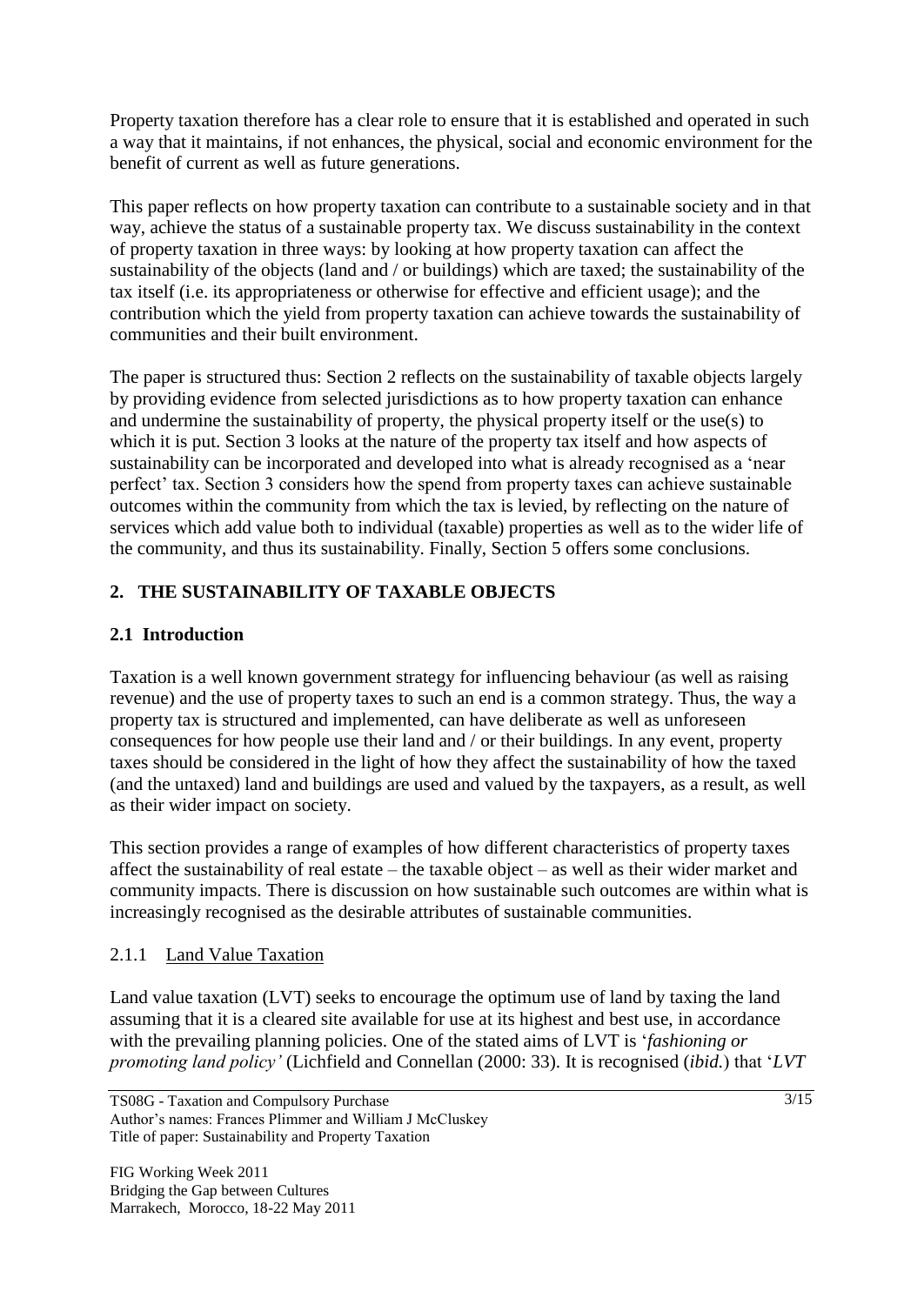Property taxation therefore has a clear role to ensure that it is established and operated in such a way that it maintains, if not enhances, the physical, social and economic environment for the benefit of current as well as future generations.

This paper reflects on how property taxation can contribute to a sustainable society and in that way, achieve the status of a sustainable property tax. We discuss sustainability in the context of property taxation in three ways: by looking at how property taxation can affect the sustainability of the objects (land and / or buildings) which are taxed; the sustainability of the tax itself (i.e. its appropriateness or otherwise for effective and efficient usage); and the contribution which the yield from property taxation can achieve towards the sustainability of communities and their built environment.

The paper is structured thus: Section 2 reflects on the sustainability of taxable objects largely by providing evidence from selected jurisdictions as to how property taxation can enhance and undermine the sustainability of property, the physical property itself or the use(s) to which it is put. Section 3 looks at the nature of the property tax itself and how aspects of sustainability can be incorporated and developed into what is already recognised as a 'near perfect' tax. Section 3 considers how the spend from property taxes can achieve sustainable outcomes within the community from which the tax is levied, by reflecting on the nature of services which add value both to individual (taxable) properties as well as to the wider life of the community, and thus its sustainability. Finally, Section 5 offers some conclusions.

## 2. THE SUSTAINABILITY OF TAXABLE OBJECTS

### 2.1 Introduction

Taxation is a well known government strategy for influencing behaviour (as well as raising revenue) and the use of property taxes to such an end is a common strategy. Thus, the way a property tax is structured and implemented, can have deliberate as well as unforeseen consequences for how people use their land and / or their buildings. In any event, property taxes should be considered in the light of how they affect the sustainability of how the taxed (and the untaxed) land and buildings are used and valued by the taxpayers, as a result, as well as their wider impact on society.

This section provides a range of examples of how different characteristics of property taxes affect the sustainability of real estate – the taxable object – as well as their wider market and community impacts. There is discussion on how sustainable such outcomes are within what is increasingly recognised as the desirable attributes of sustainable communities.

#### 2.1.1 Land Value Taxation

Land value taxation (LVT) seeks to encourage the optimum use of land by taxing the land assuming that it is a cleared site available for use at its highest and best use, in accordance with the prevailing planning policies. One of the stated aims of LVT is '*fashioning or promoting land policy'* (Lichfield and Connellan (2000: 33). It is recognised (*ibid.*) that '*LVT*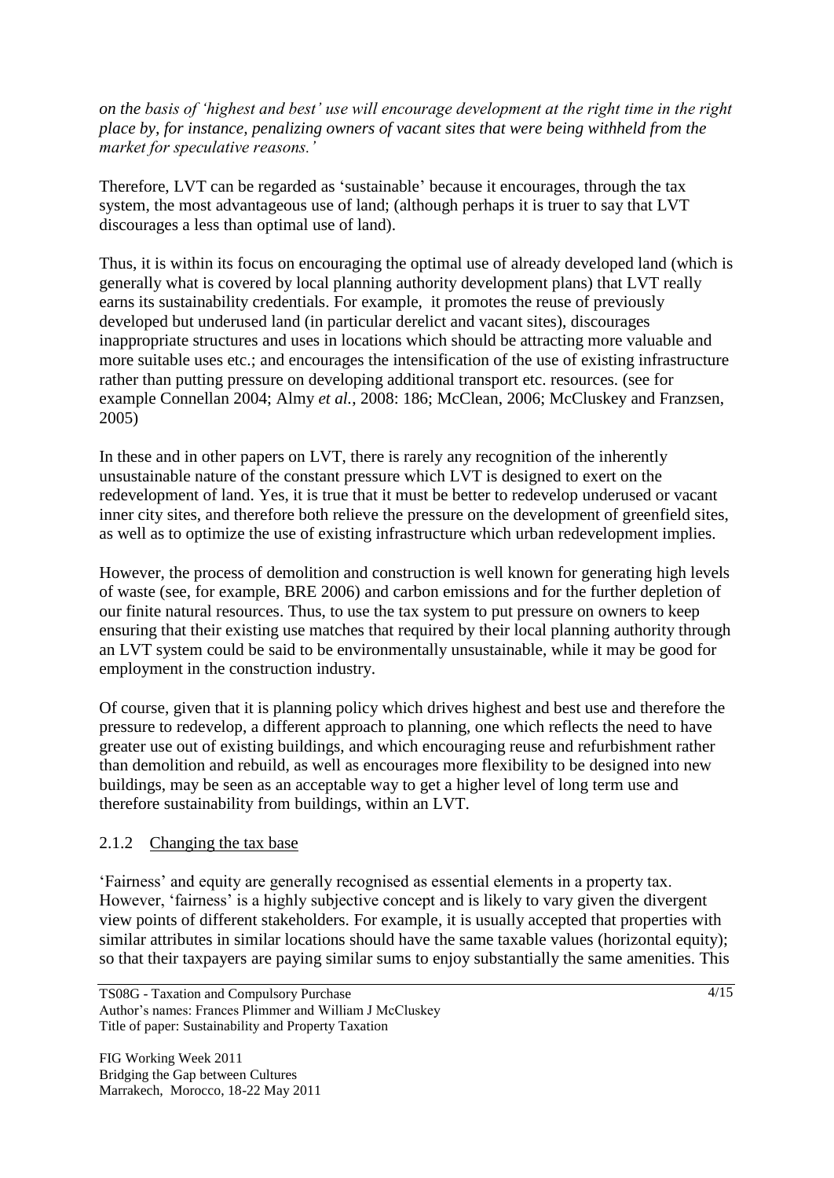*on the basis of 'highest and best' use will encourage development at the right time in the right place by, for instance, penalizing owners of vacant sites that were being withheld from the market for speculative reasons.'*

Therefore, LVT can be regarded as 'sustainable' because it encourages, through the tax system, the most advantageous use of land; (although perhaps it is truer to say that LVT discourages a less than optimal use of land).

Thus, it is within its focus on encouraging the optimal use of already developed land (which is generally what is covered by local planning authority development plans) that LVT really earns its sustainability credentials. For example, it promotes the reuse of previously developed but underused land (in particular derelict and vacant sites), discourages inappropriate structures and uses in locations which should be attracting more valuable and more suitable uses etc.; and encourages the intensification of the use of existing infrastructure rather than putting pressure on developing additional transport etc. resources. (see for example Connellan 2004; Almy *et al.*, 2008: 186; McClean, 2006; McCluskey and Franzsen, 2005)

In these and in other papers on LVT, there is rarely any recognition of the inherently unsustainable nature of the constant pressure which LVT is designed to exert on the redevelopment of land. Yes, it is true that it must be better to redevelop underused or vacant inner city sites, and therefore both relieve the pressure on the development of greenfield sites, as well as to optimize the use of existing infrastructure which urban redevelopment implies.

However, the process of demolition and construction is well known for generating high levels of waste (see, for example, BRE 2006) and carbon emissions and for the further depletion of our finite natural resources. Thus, to use the tax system to put pressure on owners to keep ensuring that their existing use matches that required by their local planning authority through an LVT system could be said to be environmentally unsustainable, while it may be good for employment in the construction industry.

Of course, given that it is planning policy which drives highest and best use and therefore the pressure to redevelop, a different approach to planning, one which reflects the need to have greater use out of existing buildings, and which encouraging reuse and refurbishment rather than demolition and rebuild, as well as encourages more flexibility to be designed into new buildings, may be seen as an acceptable way to get a higher level of long term use and therefore sustainability from buildings, within an LVT.

### 2.1.2 Changing the tax base

'Fairness' and equity are generally recognised as essential elements in a property tax. However, 'fairness' is a highly subjective concept and is likely to vary given the divergent view points of different stakeholders. For example, it is usually accepted that properties with similar attributes in similar locations should have the same taxable values (horizontal equity); so that their taxpayers are paying similar sums to enjoy substantially the same amenities. This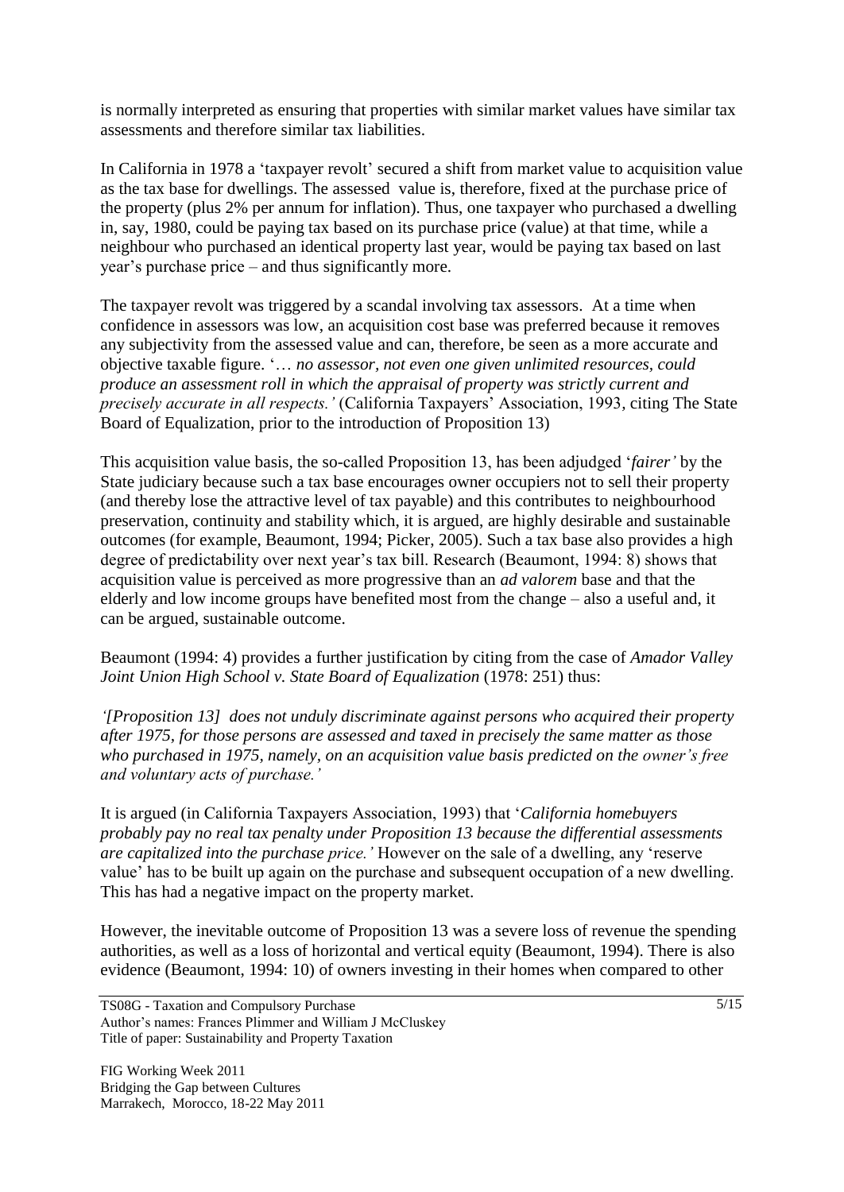is normally interpreted as ensuring that properties with similar market values have similar tax assessments and therefore similar tax liabilities.

In California in 1978 a 'taxpayer revolt' secured a shift from market value to acquisition value as the tax base for dwellings. The assessed value is, therefore, fixed at the purchase price of the property (plus 2% per annum for inflation). Thus, one taxpayer who purchased a dwelling in, say, 1980, could be paying tax based on its purchase price (value) at that time, while a neighbour who purchased an identical property last year, would be paying tax based on last year's purchase price – and thus significantly more.

The taxpayer revolt was triggered by a scandal involving tax assessors. At a time when confidence in assessors was low, an acquisition cost base was preferred because it removes any subjectivity from the assessed value and can, therefore, be seen as a more accurate and objective taxable figure. '*… no assessor, not even one given unlimited resources, could produce an assessment roll in which the appraisal of property was strictly current and precisely accurate in all respects.*' (California Taxpayers' Association, 1993, citing The State Board of Equalization, prior to the introduction of Proposition 13)

This acquisition value basis, the so-called Proposition 13, has been adjudged '*fairer*' by the State judiciary because such a tax base encourages owner occupiers not to sell their property (and thereby lose the attractive level of tax payable) and this contributes to neighbourhood preservation, continuity and stability which, it is argued, are highly desirable and sustainable outcomes (for example, Beaumont, 1994; Picker, 2005). Such a tax base also provides a high degree of predictability over next year's tax bill. Research (Beaumont, 1994: 8) shows that acquisition value is perceived as more progressive than an *ad valorem* base and that the elderly and low income groups have benefited most from the change – also a useful and, it can be argued, sustainable outcome.

Beaumont (1994: 4) provides a further justification by citing from the case of *Amador Valley Joint Union High School v. State Board of Equalization* (1978: 251) thus:

*'[Proposition 13] does not unduly discriminate against persons who acquired their property after 1975, for those persons are assessed and taxed in precisely the same matter as those who purchased in 1975, namely, on an acquisition value basis predicted on the owner's free and voluntary acts of purchase.'*

It is argued (in California Taxpayers Association, 1993) that '*California homebuyers probably pay no real tax penalty under Proposition 13 because the differential assessments are capitalized into the purchase price.*' However on the sale of a dwelling, any 'reserve value' has to be built up again on the purchase and subsequent occupation of a new dwelling. This has had a negative impact on the property market.

However, the inevitable outcome of Proposition 13 was a severe loss of revenue the spending authorities, as well as a loss of horizontal and vertical equity (Beaumont, 1994). There is also evidence (Beaumont, 1994: 10) of owners investing in their homes when compared to other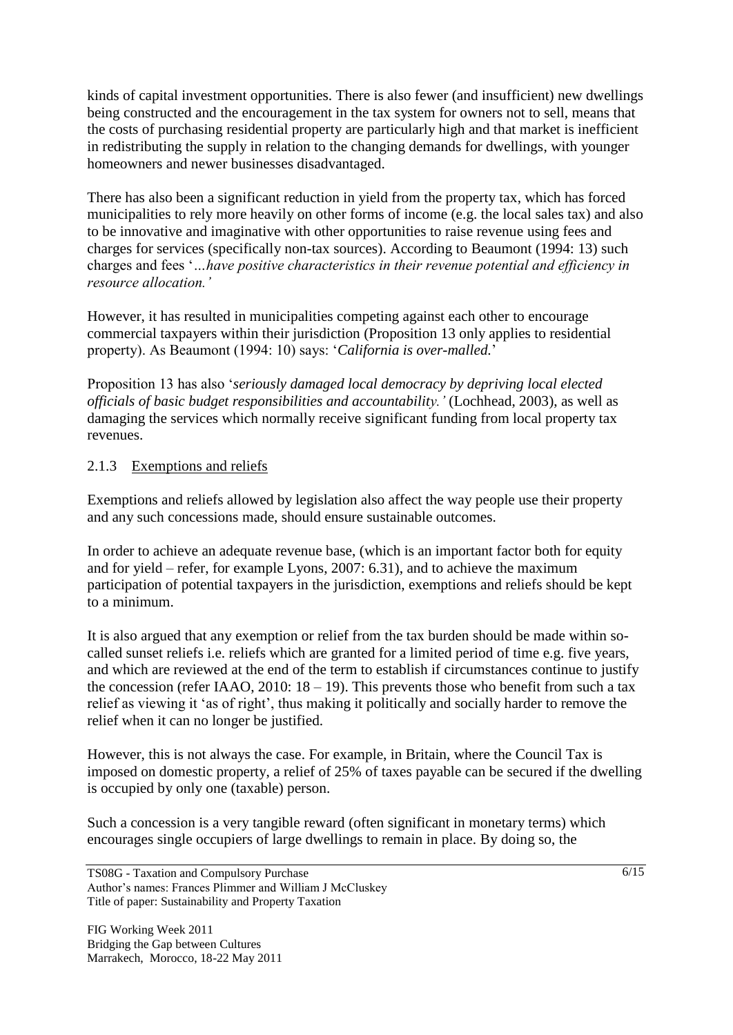kinds of capital investment opportunities. There is also fewer (and insufficient) new dwellings being constructed and the encouragement in the tax system for owners not to sell, means that the costs of purchasing residential property are particularly high and that market is inefficient in redistributing the supply in relation to the changing demands for dwellings, with younger homeowners and newer businesses disadvantaged.

There has also been a significant reduction in yield from the property tax, which has forced municipalities to rely more heavily on other forms of income (e.g. the local sales tax) and also to be innovative and imaginative with other opportunities to raise revenue using fees and charges for services (specifically non-tax sources). According to Beaumont (1994: 13) such charges and fees '*…have positive characteristics in their revenue potential and efficiency in resource allocation.'*

However, it has resulted in municipalities competing against each other to encourage commercial taxpayers within their jurisdiction (Proposition 13 only applies to residential property). As Beaumont (1994: 10) says: '*California is over-malled.*'

Proposition 13 has also '*seriously damaged local democracy by depriving local elected officials of basic budget responsibilities and accountability.'* (Lochhead, 2003), as well as damaging the services which normally receive significant funding from local property tax revenues.

### 2.1.3 Exemptions and reliefs

Exemptions and reliefs allowed by legislation also affect the way people use their property and any such concessions made, should ensure sustainable outcomes.

In order to achieve an adequate revenue base, (which is an important factor both for equity and for yield – refer, for example Lyons, 2007: 6.31), and to achieve the maximum participation of potential taxpayers in the jurisdiction, exemptions and reliefs should be kept to a minimum.

It is also argued that any exemption or relief from the tax burden should be made within so-called sunset reliefs i.e. reliefs which are granted for a limited period of time e.g. five years, and which are reviewed at the end of the term to establish if circumstances continue to justify the concession (refer IAAO, 2010: 18 – 19). This prevents those who benefit from such a tax relief as viewing it 'as of right', thus making it politically and socially harder to remove the relief when it can no longer be justified.

However, this is not always the case. For example, in Britain, where the Council Tax is imposed on domestic property, a relief of 25% of taxes payable can be secured if the dwelling is occupied by only one (taxable) person.

Such a concession is a very tangible reward (often significant in monetary terms) which encourages single occupiers of large dwellings to remain in place. By doing so, the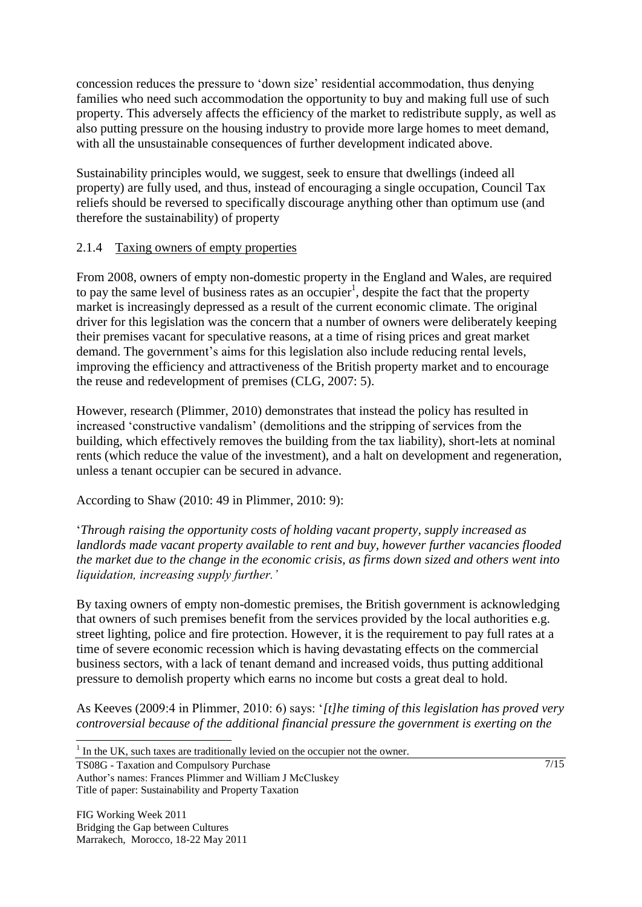concession reduces the pressure to 'down size' residential accommodation, thus denying families who need such accommodation the opportunity to buy and making full use of such property. This adversely affects the efficiency of the market to redistribute supply, as well as also putting pressure on the housing industry to provide more large homes to meet demand, with all the unsustainable consequences of further development indicated above.

Sustainability principles would, we suggest, seek to ensure that dwellings (indeed all property) are fully used, and thus, instead of encouraging a single occupation, Council Tax reliefs should be reversed to specifically discourage anything other than optimum use (and therefore the sustainability) of property

### 2.1.4 Taxing owners of empty properties

From 2008, owners of empty non-domestic property in the England and Wales, are required to pay the same level of business rates as an occupier[1], despite the fact that the property market is increasingly depressed as a result of the current economic climate. The original driver for this legislation was the concern that a number of owners were deliberately keeping their premises vacant for speculative reasons, at a time of rising prices and great market demand. The government's aims for this legislation also include reducing rental levels, improving the efficiency and attractiveness of the British property market and to encourage the reuse and redevelopment of premises (CLG, 2007: 5).

However, research (Plimmer, 2010) demonstrates that instead the policy has resulted in increased 'constructive vandalism' (demolitions and the stripping of services from the building, which effectively removes the building from the tax liability), short-lets at nominal rents (which reduce the value of the investment), and a halt on development and regeneration, unless a tenant occupier can be secured in advance.

According to Shaw (2010: 49 in Plimmer, 2010: 9):

'*Through raising the opportunity costs of holding vacant property, supply increased as landlords made vacant property available to rent and buy, however further vacancies flooded the market due to the change in the economic crisis, as firms down sized and others went into liquidation, increasing supply further.*'

By taxing owners of empty non-domestic premises, the British government is acknowledging that owners of such premises benefit from the services provided by the local authorities e.g. street lighting, police and fire protection. However, it is the requirement to pay full rates at a time of severe economic recession which is having devastating effects on the commercial business sectors, with a lack of tenant demand and increased voids, thus putting additional pressure to demolish property which earns no income but costs a great deal to hold.

As Keeves (2009:4 in Plimmer, 2010: 6) says: '*[t]he timing of this legislation has proved very controversial because of the additional financial pressure the government is exerting on the*

---

[1] In the UK, such taxes are traditionally levied on the occupier not the owner.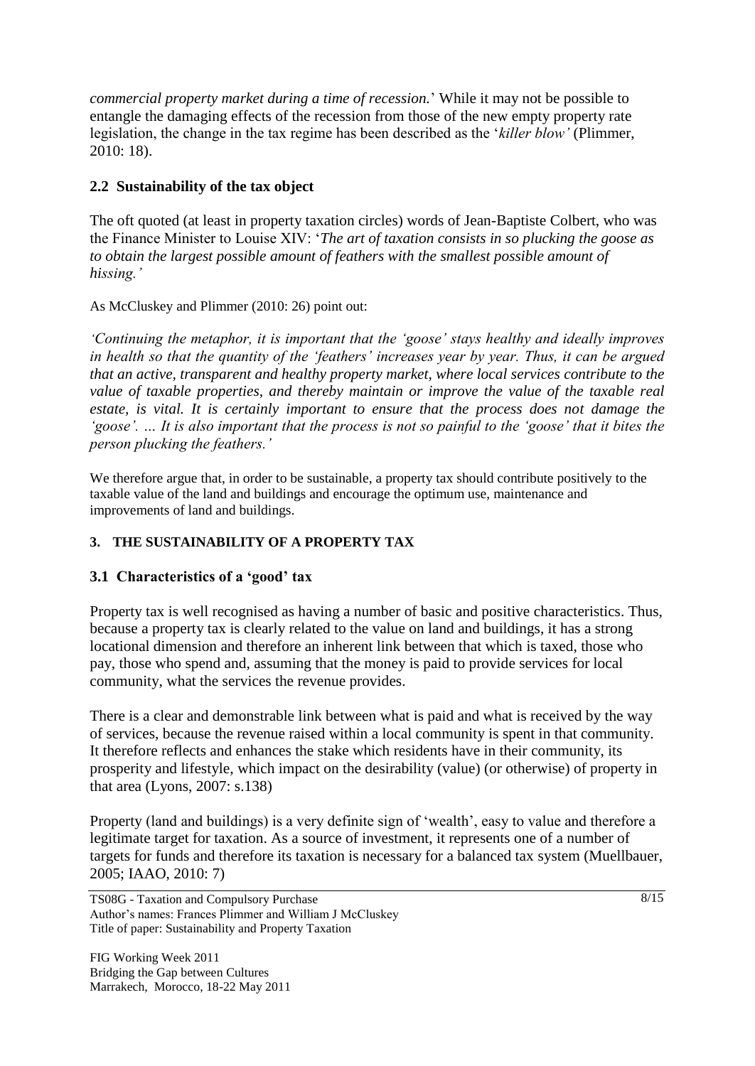*commercial property market during a time of recession.*' While it may not be possible to entangle the damaging effects of the recession from those of the new empty property rate legislation, the change in the tax regime has been described as the '*killer blow'* (Plimmer, 2010: 18).

## 2.2 Sustainability of the tax object

The oft quoted (at least in property taxation circles) words of Jean-Baptiste Colbert, who was the Finance Minister to Louise XIV: '*The art of taxation consists in so plucking the goose as to obtain the largest possible amount of feathers with the smallest possible amount of hissing.'*

As McCluskey and Plimmer (2010: 26) point out:

*'Continuing the metaphor, it is important that the 'goose' stays healthy and ideally improves in health so that the quantity of the 'feathers' increases year by year. Thus, it can be argued that an active, transparent and healthy property market, where local services contribute to the value of taxable properties, and thereby maintain or improve the value of the taxable real estate, is vital. It is certainly important to ensure that the process does not damage the 'goose'. … It is also important that the process is not so painful to the 'goose' that it bites the person plucking the feathers.'*

We therefore argue that, in order to be sustainable, a property tax should contribute positively to the taxable value of the land and buildings and encourage the optimum use, maintenance and improvements of land and buildings.

# 3. THE SUSTAINABILITY OF A PROPERTY TAX

## 3.1 Characteristics of a 'good' tax

Property tax is well recognised as having a number of basic and positive characteristics. Thus, because a property tax is clearly related to the value on land and buildings, it has a strong locational dimension and therefore an inherent link between that which is taxed, those who pay, those who spend and, assuming that the money is paid to provide services for local community, what the services the revenue provides.

There is a clear and demonstrable link between what is paid and what is received by the way of services, because the revenue raised within a local community is spent in that community. It therefore reflects and enhances the stake which residents have in their community, its prosperity and lifestyle, which impact on the desirability (value) (or otherwise) of property in that area (Lyons, 2007: s.138)

Property (land and buildings) is a very definite sign of 'wealth', easy to value and therefore a legitimate target for taxation. As a source of investment, it represents one of a number of targets for funds and therefore its taxation is necessary for a balanced tax system (Muellbauer, 2005; IAAO, 2010: 7)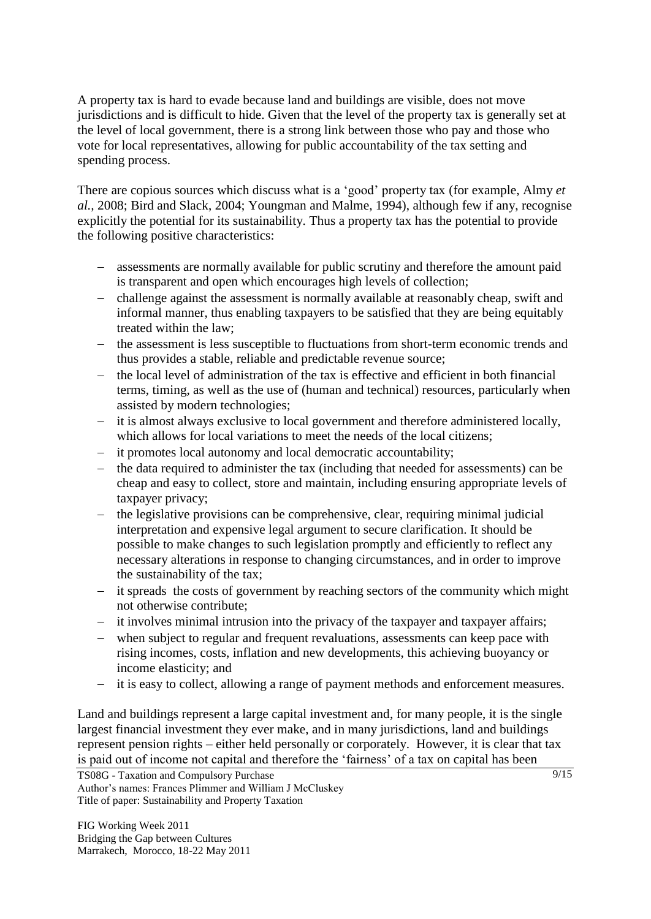A property tax is hard to evade because land and buildings are visible, does not move jurisdictions and is difficult to hide. Given that the level of the property tax is generally set at the level of local government, there is a strong link between those who pay and those who vote for local representatives, allowing for public accountability of the tax setting and spending process.

There are copious sources which discuss what is a 'good' property tax (for example, Almy *et al.,* 2008; Bird and Slack, 2004; Youngman and Malme, 1994), although few if any, recognise explicitly the potential for its sustainability. Thus a property tax has the potential to provide the following positive characteristics:

- assessments are normally available for public scrutiny and therefore the amount paid is transparent and open which encourages high levels of collection;
- challenge against the assessment is normally available at reasonably cheap, swift and informal manner, thus enabling taxpayers to be satisfied that they are being equitably treated within the law;
- the assessment is less susceptible to fluctuations from short-term economic trends and thus provides a stable, reliable and predictable revenue source;
- the local level of administration of the tax is effective and efficient in both financial terms, timing, as well as the use of (human and technical) resources, particularly when assisted by modern technologies;
- it is almost always exclusive to local government and therefore administered locally, which allows for local variations to meet the needs of the local citizens;
- it promotes local autonomy and local democratic accountability;
- the data required to administer the tax (including that needed for assessments) can be cheap and easy to collect, store and maintain, including ensuring appropriate levels of taxpayer privacy;
- the legislative provisions can be comprehensive, clear, requiring minimal judicial interpretation and expensive legal argument to secure clarification. It should be possible to make changes to such legislation promptly and efficiently to reflect any necessary alterations in response to changing circumstances, and in order to improve the sustainability of the tax;
- it spreads the costs of government by reaching sectors of the community which might not otherwise contribute;
- it involves minimal intrusion into the privacy of the taxpayer and taxpayer affairs;
- when subject to regular and frequent revaluations, assessments can keep pace with rising incomes, costs, inflation and new developments, this achieving buoyancy or income elasticity; and
- it is easy to collect, allowing a range of payment methods and enforcement measures.

Land and buildings represent a large capital investment and, for many people, it is the single largest financial investment they ever make, and in many jurisdictions, land and buildings represent pension rights – either held personally or corporately. However, it is clear that tax is paid out of income not capital and therefore the 'fairness' of a tax on capital has been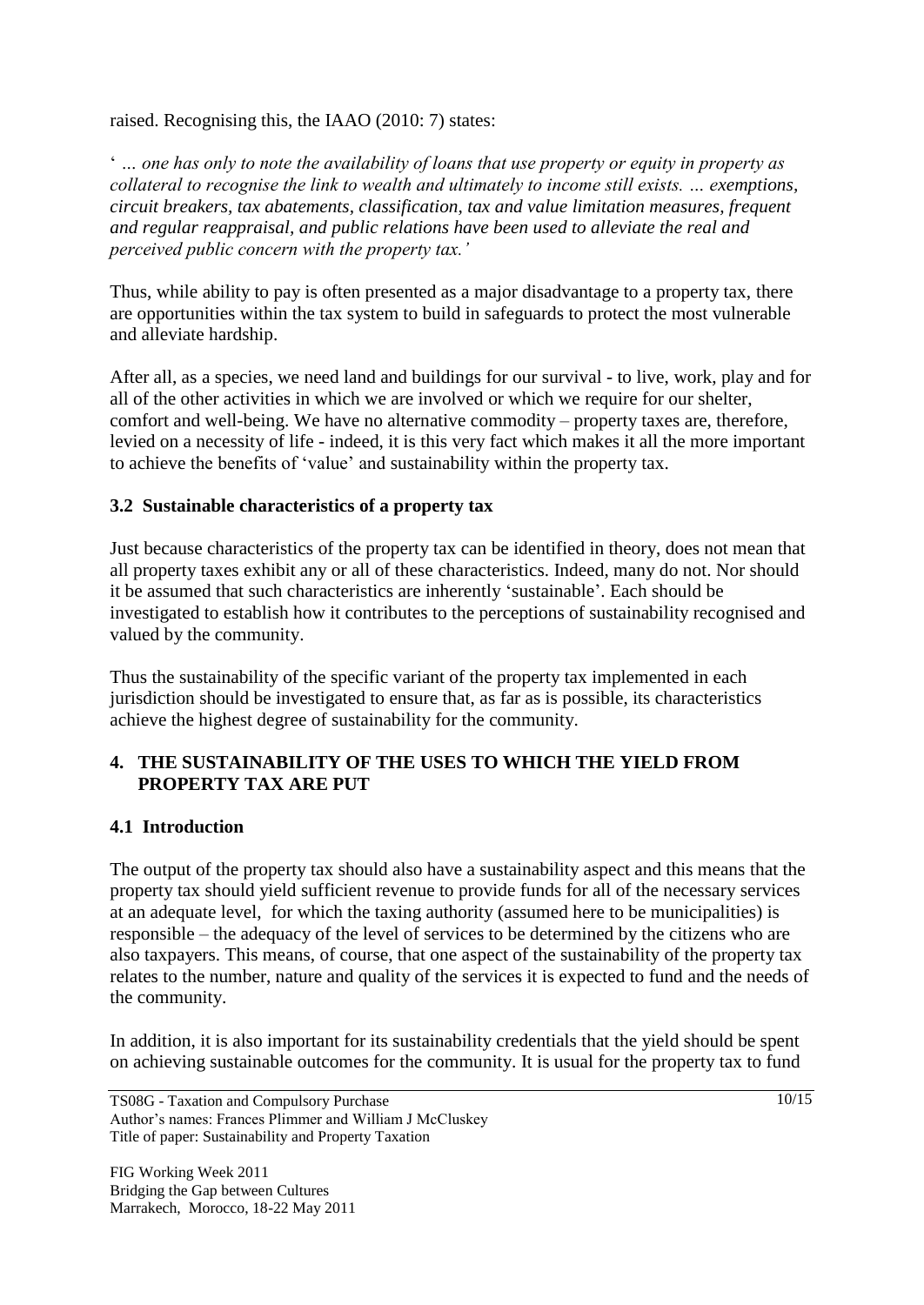raised. Recognising this, the IAAO (2010: 7) states:

' *… one has only to note the availability of loans that use property or equity in property as collateral to recognise the link to wealth and ultimately to income still exists. … exemptions, circuit breakers, tax abatements, classification, tax and value limitation measures, frequent and regular reappraisal, and public relations have been used to alleviate the real and perceived public concern with the property tax.'*

Thus, while ability to pay is often presented as a major disadvantage to a property tax, there are opportunities within the tax system to build in safeguards to protect the most vulnerable and alleviate hardship.

After all, as a species, we need land and buildings for our survival - to live, work, play and for all of the other activities in which we are involved or which we require for our shelter, comfort and well-being. We have no alternative commodity – property taxes are, therefore, levied on a necessity of life - indeed, it is this very fact which makes it all the more important to achieve the benefits of 'value' and sustainability within the property tax.

### 3.2 Sustainable characteristics of a property tax

Just because characteristics of the property tax can be identified in theory, does not mean that all property taxes exhibit any or all of these characteristics. Indeed, many do not. Nor should it be assumed that such characteristics are inherently 'sustainable'. Each should be investigated to establish how it contributes to the perceptions of sustainability recognised and valued by the community.

Thus the sustainability of the specific variant of the property tax implemented in each jurisdiction should be investigated to ensure that, as far as is possible, its characteristics achieve the highest degree of sustainability for the community.

## 4. THE SUSTAINABILITY OF THE USES TO WHICH THE YIELD FROM PROPERTY TAX ARE PUT

### 4.1 Introduction

The output of the property tax should also have a sustainability aspect and this means that the property tax should yield sufficient revenue to provide funds for all of the necessary services at an adequate level, for which the taxing authority (assumed here to be municipalities) is responsible – the adequacy of the level of services to be determined by the citizens who are also taxpayers. This means, of course, that one aspect of the sustainability of the property tax relates to the number, nature and quality of the services it is expected to fund and the needs of the community.

In addition, it is also important for its sustainability credentials that the yield should be spent on achieving sustainable outcomes for the community. It is usual for the property tax to fund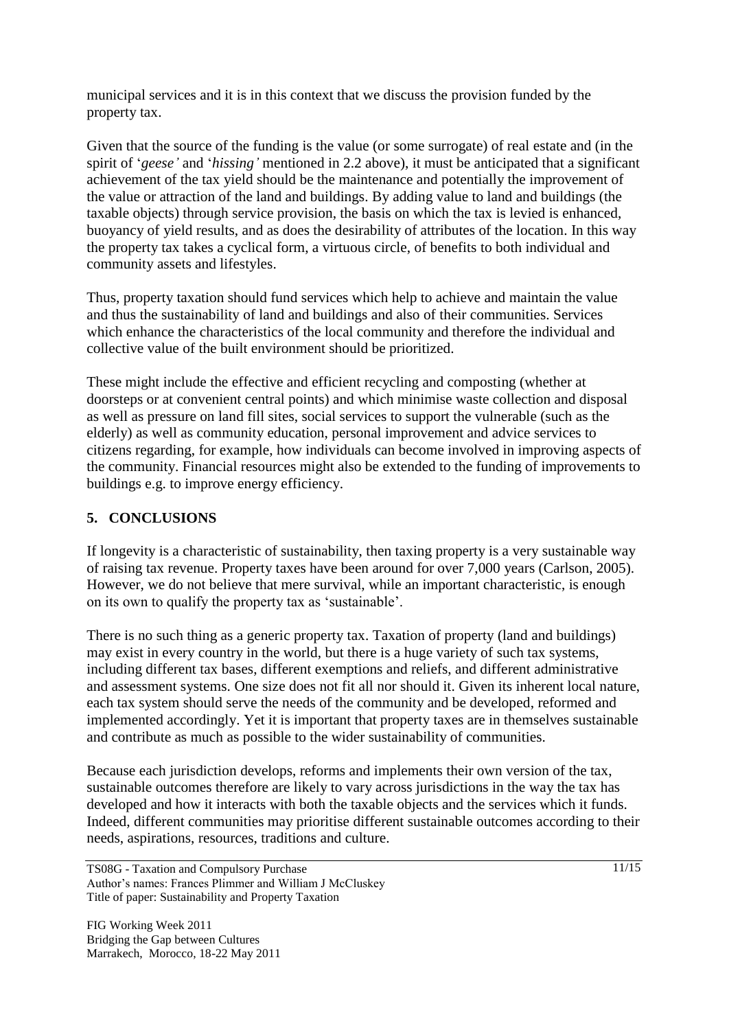municipal services and it is in this context that we discuss the provision funded by the property tax.

Given that the source of the funding is the value (or some surrogate) of real estate and (in the spirit of '*geese'* and '*hissing'* mentioned in 2.2 above), it must be anticipated that a significant achievement of the tax yield should be the maintenance and potentially the improvement of the value or attraction of the land and buildings. By adding value to land and buildings (the taxable objects) through service provision, the basis on which the tax is levied is enhanced, buoyancy of yield results, and as does the desirability of attributes of the location. In this way the property tax takes a cyclical form, a virtuous circle, of benefits to both individual and community assets and lifestyles.

Thus, property taxation should fund services which help to achieve and maintain the value and thus the sustainability of land and buildings and also of their communities. Services which enhance the characteristics of the local community and therefore the individual and collective value of the built environment should be prioritized.

These might include the effective and efficient recycling and composting (whether at doorsteps or at convenient central points) and which minimise waste collection and disposal as well as pressure on land fill sites, social services to support the vulnerable (such as the elderly) as well as community education, personal improvement and advice services to citizens regarding, for example, how individuals can become involved in improving aspects of the community. Financial resources might also be extended to the funding of improvements to buildings e.g. to improve energy efficiency.

## 5. CONCLUSIONS

If longevity is a characteristic of sustainability, then taxing property is a very sustainable way of raising tax revenue. Property taxes have been around for over 7,000 years (Carlson, 2005). However, we do not believe that mere survival, while an important characteristic, is enough on its own to qualify the property tax as 'sustainable'.

There is no such thing as a generic property tax. Taxation of property (land and buildings) may exist in every country in the world, but there is a huge variety of such tax systems, including different tax bases, different exemptions and reliefs, and different administrative and assessment systems. One size does not fit all nor should it. Given its inherent local nature, each tax system should serve the needs of the community and be developed, reformed and implemented accordingly. Yet it is important that property taxes are in themselves sustainable and contribute as much as possible to the wider sustainability of communities.

Because each jurisdiction develops, reforms and implements their own version of the tax, sustainable outcomes therefore are likely to vary across jurisdictions in the way the tax has developed and how it interacts with both the taxable objects and the services which it funds. Indeed, different communities may prioritise different sustainable outcomes according to their needs, aspirations, resources, traditions and culture.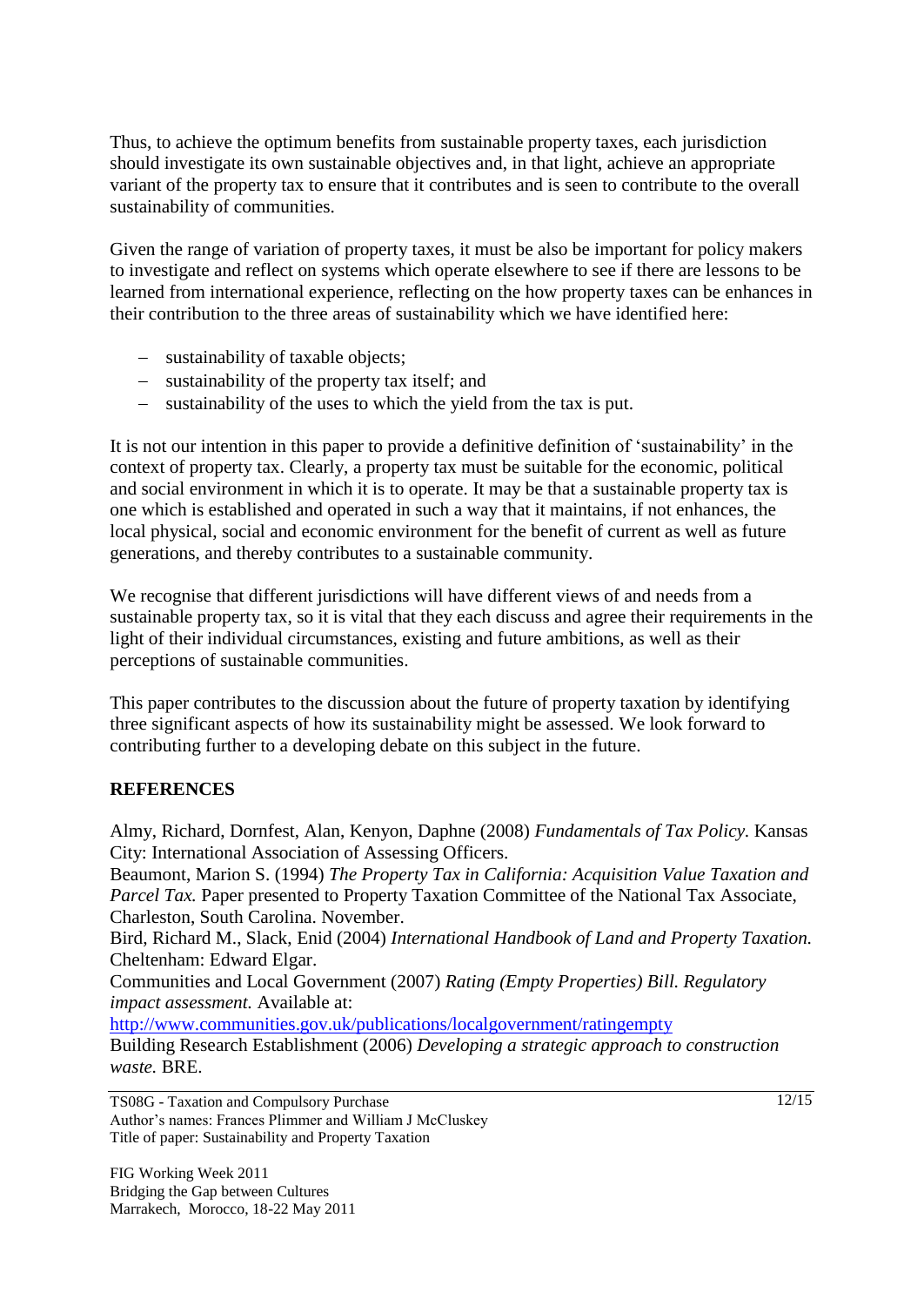Thus, to achieve the optimum benefits from sustainable property taxes, each jurisdiction should investigate its own sustainable objectives and, in that light, achieve an appropriate variant of the property tax to ensure that it contributes and is seen to contribute to the overall sustainability of communities.

Given the range of variation of property taxes, it must be also be important for policy makers to investigate and reflect on systems which operate elsewhere to see if there are lessons to be learned from international experience, reflecting on the how property taxes can be enhances in their contribution to the three areas of sustainability which we have identified here:

- sustainability of taxable objects;
- sustainability of the property tax itself; and
- sustainability of the uses to which the yield from the tax is put.

It is not our intention in this paper to provide a definitive definition of 'sustainability' in the context of property tax. Clearly, a property tax must be suitable for the economic, political and social environment in which it is to operate. It may be that a sustainable property tax is one which is established and operated in such a way that it maintains, if not enhances, the local physical, social and economic environment for the benefit of current as well as future generations, and thereby contributes to a sustainable community.

We recognise that different jurisdictions will have different views of and needs from a sustainable property tax, so it is vital that they each discuss and agree their requirements in the light of their individual circumstances, existing and future ambitions, as well as their perceptions of sustainable communities.

This paper contributes to the discussion about the future of property taxation by identifying three significant aspects of how its sustainability might be assessed. We look forward to contributing further to a developing debate on this subject in the future.

## REFERENCES

Almy, Richard, Dornfest, Alan, Kenyon, Daphne (2008) *Fundamentals of Tax Policy.* Kansas City: International Association of Assessing Officers.

Beaumont, Marion S. (1994) *The Property Tax in California: Acquisition Value Taxation and Parcel Tax.* Paper presented to Property Taxation Committee of the National Tax Associate, Charleston, South Carolina. November.

Bird, Richard M., Slack, Enid (2004) *International Handbook of Land and Property Taxation.* Cheltenham: Edward Elgar.

Communities and Local Government (2007) *Rating (Empty Properties) Bill. Regulatory impact assessment.* Available at: http://www.communities.gov.uk/publications/localgovernment/ratingempty

Building Research Establishment (2006) *Developing a strategic approach to construction waste.* BRE.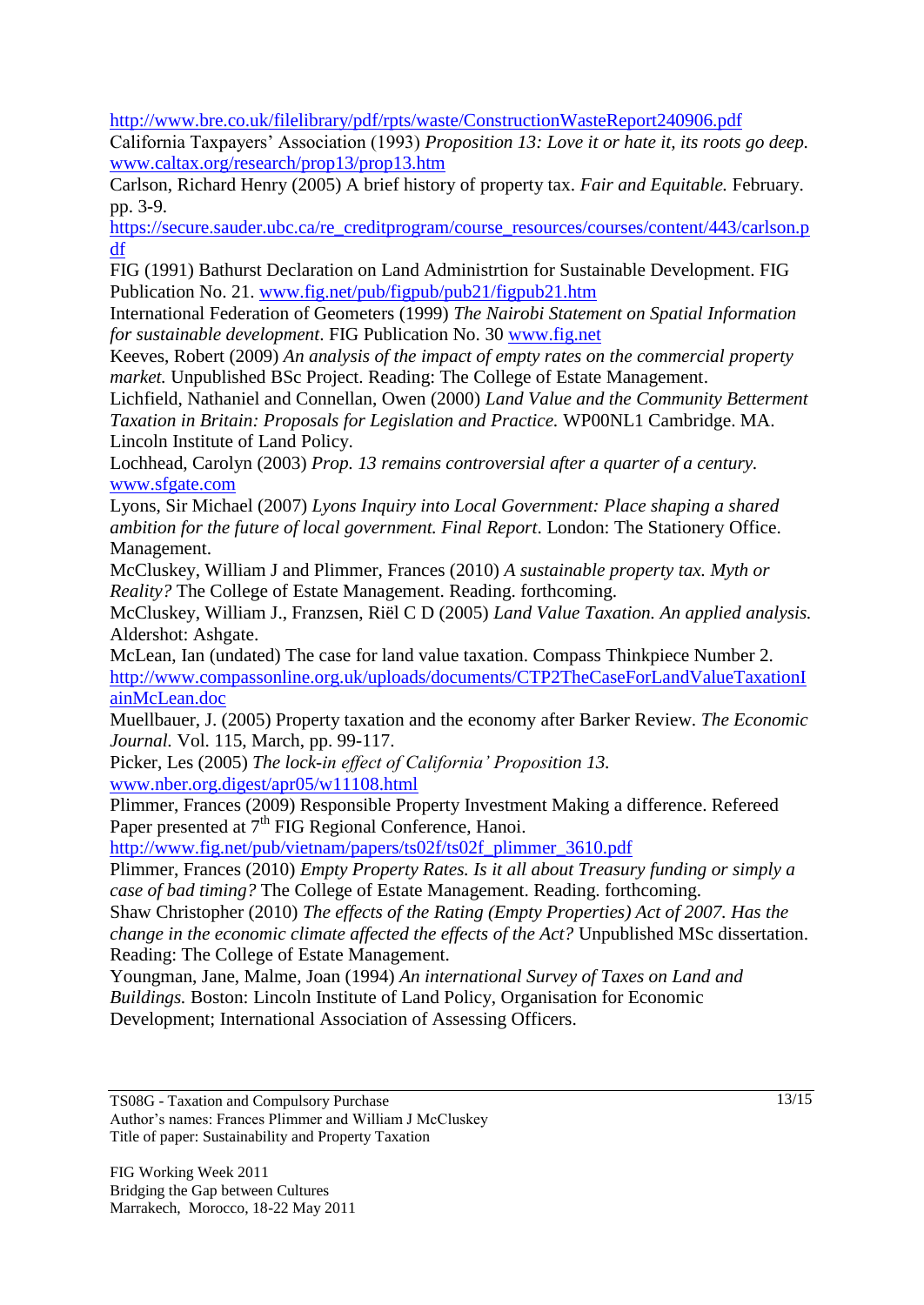http://www.bre.co.uk/filelibrary/pdf/rpts/waste/ConstructionWasteReport240906.pdf

California Taxpayers' Association (1993) *Proposition 13: Love it or hate it, its roots go deep.* www.caltax.org/research/prop13/prop13.htm

Carlson, Richard Henry (2005) A brief history of property tax. *Fair and Equitable.* February. pp. 3-9. https://secure.sauder.ubc.ca/re_creditprogram/course_resources/courses/content/443/carlson.pdf

FIG (1991) Bathurst Declaration on Land Administrtion for Sustainable Development. FIG Publication No. 21. www.fig.net/pub/figpub/pub21/figpub21.htm

International Federation of Geometers (1999) *The Nairobi Statement on Spatial Information for sustainable development*. FIG Publication No. 30 www.fig.net

Keeves, Robert (2009) *An analysis of the impact of empty rates on the commercial property market.* Unpublished BSc Project. Reading: The College of Estate Management.

Lichfield, Nathaniel and Connellan, Owen (2000) *Land Value and the Community Betterment Taxation in Britain: Proposals for Legislation and Practice.* WP00NL1 Cambridge. MA. Lincoln Institute of Land Policy.

Lochhead, Carolyn (2003) *Prop. 13 remains controversial after a quarter of a century.* www.sfgate.com

Lyons, Sir Michael (2007) *Lyons Inquiry into Local Government: Place shaping a shared ambition for the future of local government. Final Report*. London: The Stationery Office. Management.

McCluskey, William J and Plimmer, Frances (2010) *A sustainable property tax. Myth or Reality?* The College of Estate Management. Reading. forthcoming.

McCluskey, William J., Franzsen, Riël C D (2005) *Land Value Taxation. An applied analysis.* Aldershot: Ashgate.

McLean, Ian (undated) The case for land value taxation. Compass Thinkpiece Number 2. http://www.compassonline.org.uk/uploads/documents/CTP2TheCaseForLandValueTaxationIainMcLean.doc

Muellbauer, J. (2005) Property taxation and the economy after Barker Review. *The Economic Journal.* Vol. 115, March, pp. 99-117.

Picker, Les (2005) *The lock-in effect of California' Proposition 13.* www.nber.org.digest/apr05/w11108.html

Plimmer, Frances (2009) Responsible Property Investment Making a difference. Refereed Paper presented at 7th FIG Regional Conference, Hanoi. http://www.fig.net/pub/vietnam/papers/ts02f/ts02f_plimmer_3610.pdf

Plimmer, Frances (2010) *Empty Property Rates. Is it all about Treasury funding or simply a case of bad timing?* The College of Estate Management. Reading. forthcoming.

Shaw Christopher (2010) *The effects of the Rating (Empty Properties) Act of 2007. Has the change in the economic climate affected the effects of the Act?* Unpublished MSc dissertation. Reading: The College of Estate Management.

Youngman, Jane, Malme, Joan (1994) *An international Survey of Taxes on Land and Buildings.* Boston: Lincoln Institute of Land Policy, Organisation for Economic Development; International Association of Assessing Officers.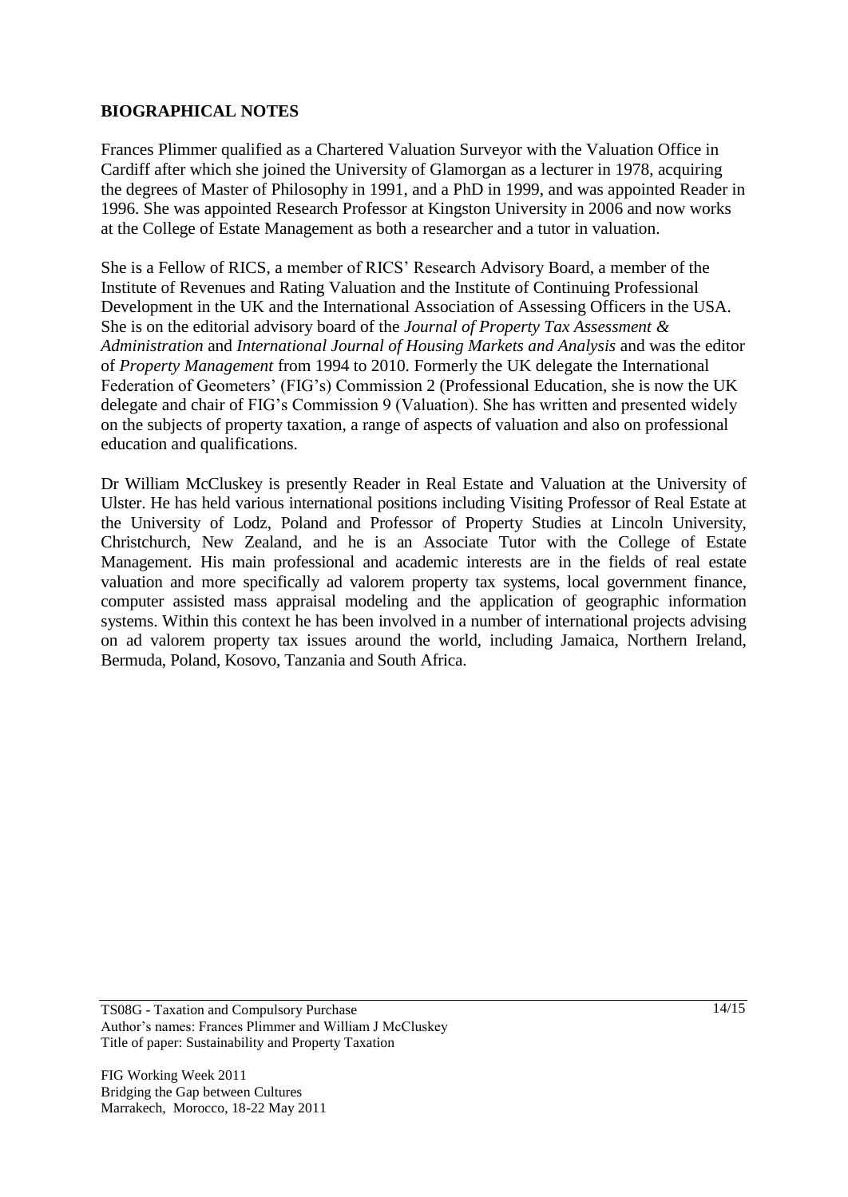## BIOGRAPHICAL NOTES

Frances Plimmer qualified as a Chartered Valuation Surveyor with the Valuation Office in Cardiff after which she joined the University of Glamorgan as a lecturer in 1978, acquiring the degrees of Master of Philosophy in 1991, and a PhD in 1999, and was appointed Reader in 1996. She was appointed Research Professor at Kingston University in 2006 and now works at the College of Estate Management as both a researcher and a tutor in valuation.

She is a Fellow of RICS, a member of RICS' Research Advisory Board, a member of the Institute of Revenues and Rating Valuation and the Institute of Continuing Professional Development in the UK and the International Association of Assessing Officers in the USA. She is on the editorial advisory board of the *Journal of Property Tax Assessment & Administration* and *International Journal of Housing Markets and Analysis* and was the editor of *Property Management* from 1994 to 2010. Formerly the UK delegate the International Federation of Geometers' (FIG's) Commission 2 (Professional Education, she is now the UK delegate and chair of FIG's Commission 9 (Valuation). She has written and presented widely on the subjects of property taxation, a range of aspects of valuation and also on professional education and qualifications.

Dr William McCluskey is presently Reader in Real Estate and Valuation at the University of Ulster. He has held various international positions including Visiting Professor of Real Estate at the University of Lodz, Poland and Professor of Property Studies at Lincoln University, Christchurch, New Zealand, and he is an Associate Tutor with the College of Estate Management. His main professional and academic interests are in the fields of real estate valuation and more specifically ad valorem property tax systems, local government finance, computer assisted mass appraisal modeling and the application of geographic information systems. Within this context he has been involved in a number of international projects advising on ad valorem property tax issues around the world, including Jamaica, Northern Ireland, Bermuda, Poland, Kosovo, Tanzania and South Africa.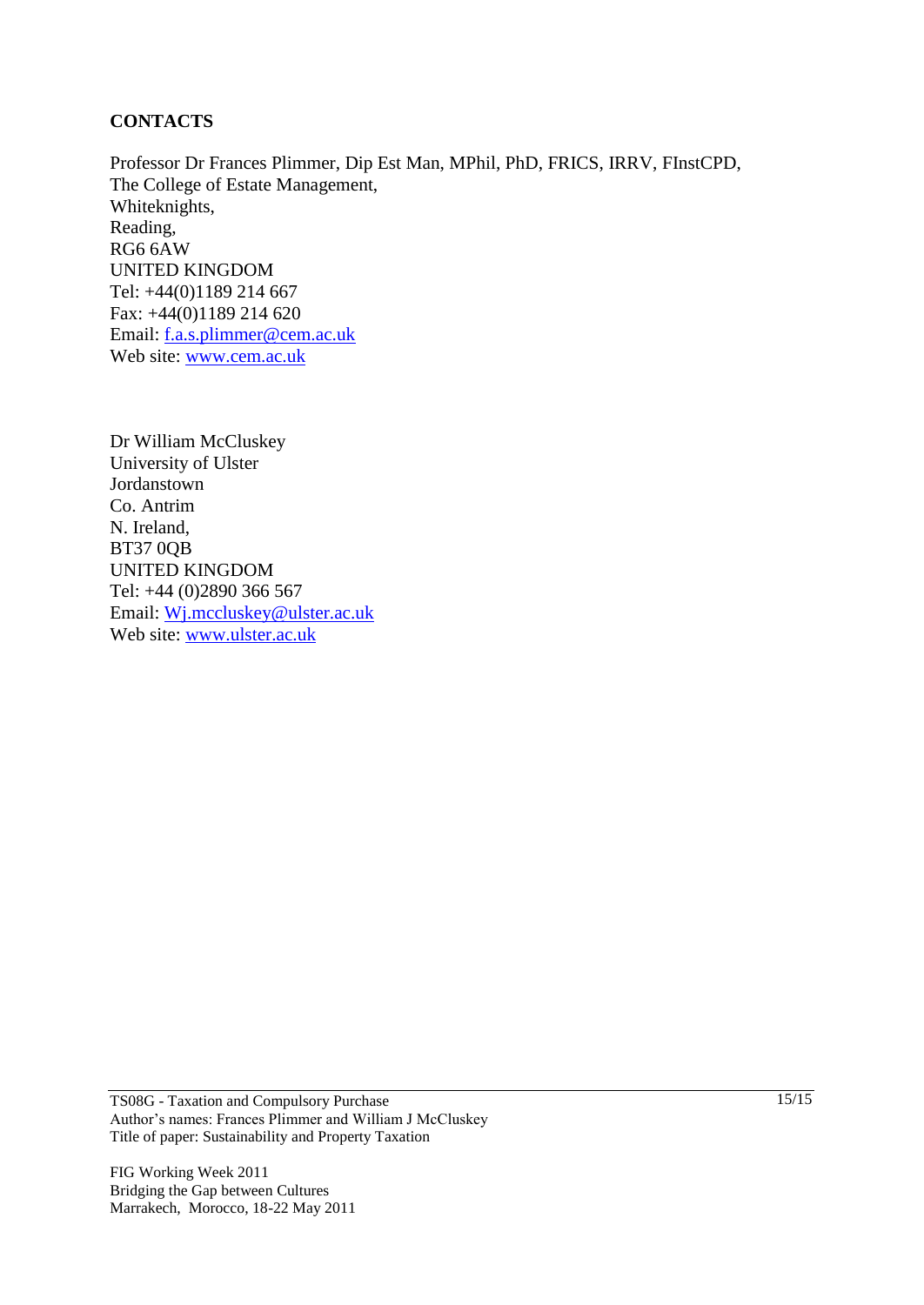**CONTACTS**

Professor Dr Frances Plimmer, Dip Est Man, MPhil, PhD, FRICS, IRRV, FInstCPD,
The College of Estate Management,
Whiteknights,
Reading,
RG6 6AW
UNITED KINGDOM
Tel: +44(0)1189 214 667
Fax: +44(0)1189 214 620
Email: f.a.s.plimmer@cem.ac.uk
Web site: www.cem.ac.uk

Dr William McCluskey
University of Ulster
Jordanstown
Co. Antrim
N. Ireland,
BT37 0QB
UNITED KINGDOM
Tel: +44 (0)2890 366 567
Email: Wj.mccluskey@ulster.ac.uk
Web site: www.ulster.ac.uk